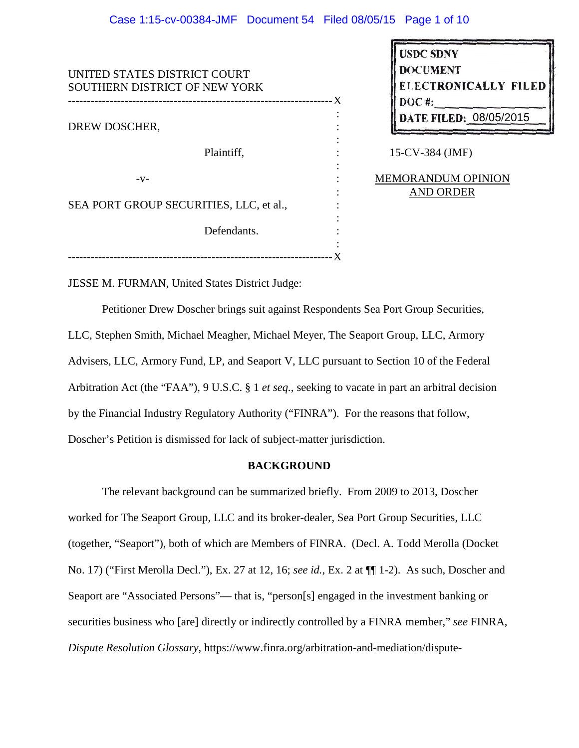UNITED STATES DISTRICT COURT
SOUTHERN DISTRICT OF NEW YORK

USDC SDNY
DOCUMENT
ELECTRONICALLY FILED
DOC #:
DATE FILED: 08/05/2015

| | |
|---|---|
| DREW DOSCHER,<br><br>Plaintiff,<br><br>-v-<br><br>SEA PORT GROUP SECURITIES, LLC, et al.,<br><br>Defendants. | 15-CV-384 (JMF)<br><br>MEMORANDUM OPINION AND ORDER |

JESSE M. FURMAN, United States District Judge:

Petitioner Drew Doscher brings suit against Respondents Sea Port Group Securities, LLC, Stephen Smith, Michael Meagher, Michael Meyer, The Seaport Group, LLC, Armory Advisers, LLC, Armory Fund, LP, and Seaport V, LLC pursuant to Section 10 of the Federal Arbitration Act (the "FAA"), 9 U.S.C. § 1 *et seq.*, seeking to vacate in part an arbitral decision by the Financial Industry Regulatory Authority ("FINRA"). For the reasons that follow, Doscher's Petition is dismissed for lack of subject-matter jurisdiction.

## BACKGROUND

The relevant background can be summarized briefly. From 2009 to 2013, Doscher worked for The Seaport Group, LLC and its broker-dealer, Sea Port Group Securities, LLC (together, "Seaport"), both of which are Members of FINRA. (Decl. A. Todd Merolla (Docket No. 17) ("First Merolla Decl."), Ex. 27 at 12, 16; *see id.*, Ex. 2 at ¶¶ 1-2). As such, Doscher and Seaport are "Associated Persons"— that is, "person[s] engaged in the investment banking or securities business who [are] directly or indirectly controlled by a FINRA member," *see* FINRA, *Dispute Resolution Glossary*, https://www.finra.org/arbitration-and-mediation/dispute-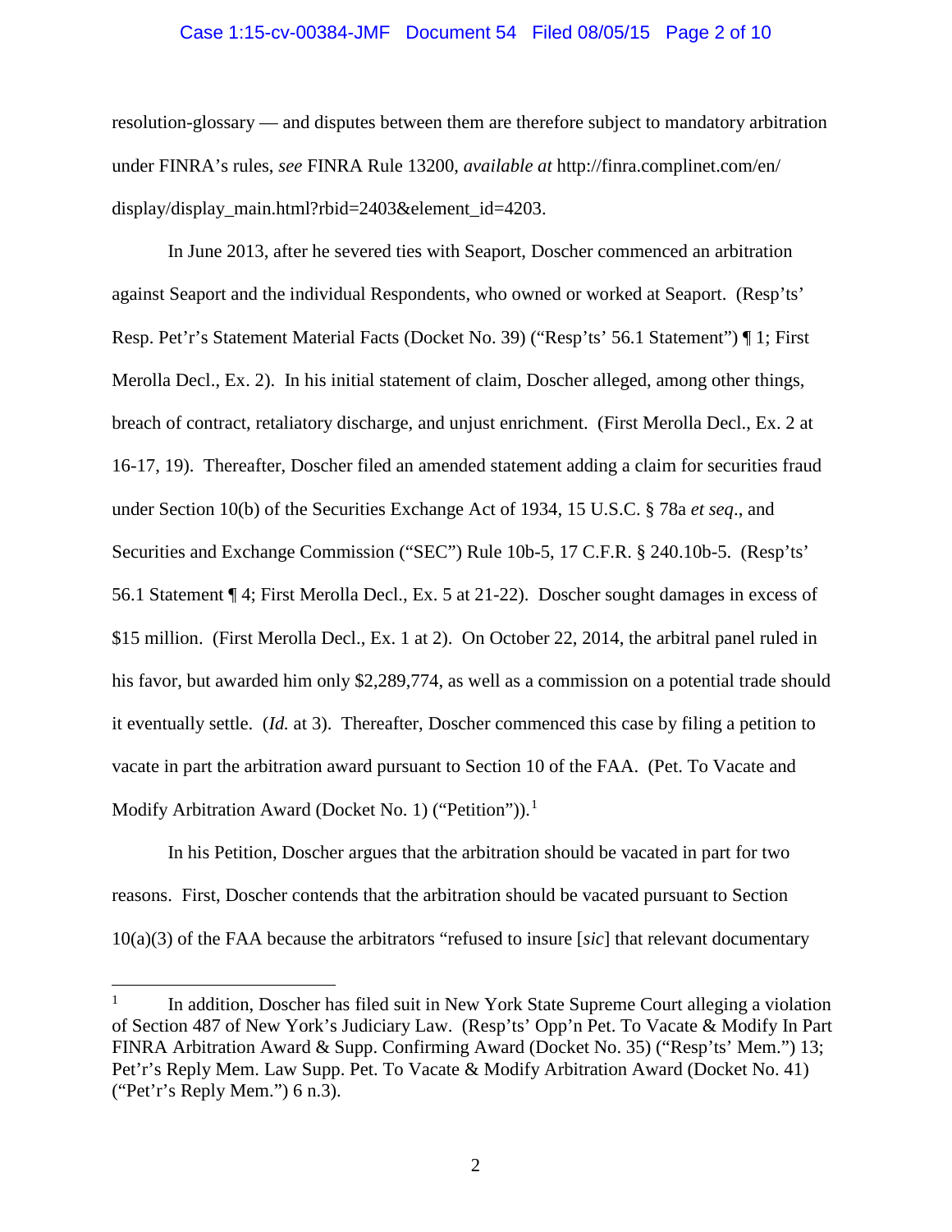resolution-glossary — and disputes between them are therefore subject to mandatory arbitration under FINRA's rules, *see* FINRA Rule 13200, *available at* http://finra.complinet.com/en/display/display_main.html?rbid=2403&element_id=4203.

In June 2013, after he severed ties with Seaport, Doscher commenced an arbitration against Seaport and the individual Respondents, who owned or worked at Seaport. (Resp'ts' Resp. Pet'r's Statement Material Facts (Docket No. 39) ("Resp'ts' 56.1 Statement") ¶ 1; First Merolla Decl., Ex. 2). In his initial statement of claim, Doscher alleged, among other things, breach of contract, retaliatory discharge, and unjust enrichment. (First Merolla Decl., Ex. 2 at 16-17, 19). Thereafter, Doscher filed an amended statement adding a claim for securities fraud under Section 10(b) of the Securities Exchange Act of 1934, 15 U.S.C. § 78a *et seq*., and Securities and Exchange Commission ("SEC") Rule 10b-5, 17 C.F.R. § 240.10b-5. (Resp'ts' 56.1 Statement ¶ 4; First Merolla Decl., Ex. 5 at 21-22). Doscher sought damages in excess of $15 million. (First Merolla Decl., Ex. 1 at 2). On October 22, 2014, the arbitral panel ruled in his favor, but awarded him only $2,289,774, as well as a commission on a potential trade should it eventually settle. (*Id.* at 3). Thereafter, Doscher commenced this case by filing a petition to vacate in part the arbitration award pursuant to Section 10 of the FAA. (Pet. To Vacate and Modify Arbitration Award (Docket No. 1) ("Petition")).[1]

In his Petition, Doscher argues that the arbitration should be vacated in part for two reasons. First, Doscher contends that the arbitration should be vacated pursuant to Section 10(a)(3) of the FAA because the arbitrators "refused to insure [*sic*] that relevant documentary

---

[1] In addition, Doscher has filed suit in New York State Supreme Court alleging a violation of Section 487 of New York's Judiciary Law. (Resp'ts' Opp'n Pet. To Vacate & Modify In Part FINRA Arbitration Award & Supp. Confirming Award (Docket No. 35) ("Resp'ts' Mem.") 13; Pet'r's Reply Mem. Law Supp. Pet. To Vacate & Modify Arbitration Award (Docket No. 41) ("Pet'r's Reply Mem.") 6 n.3).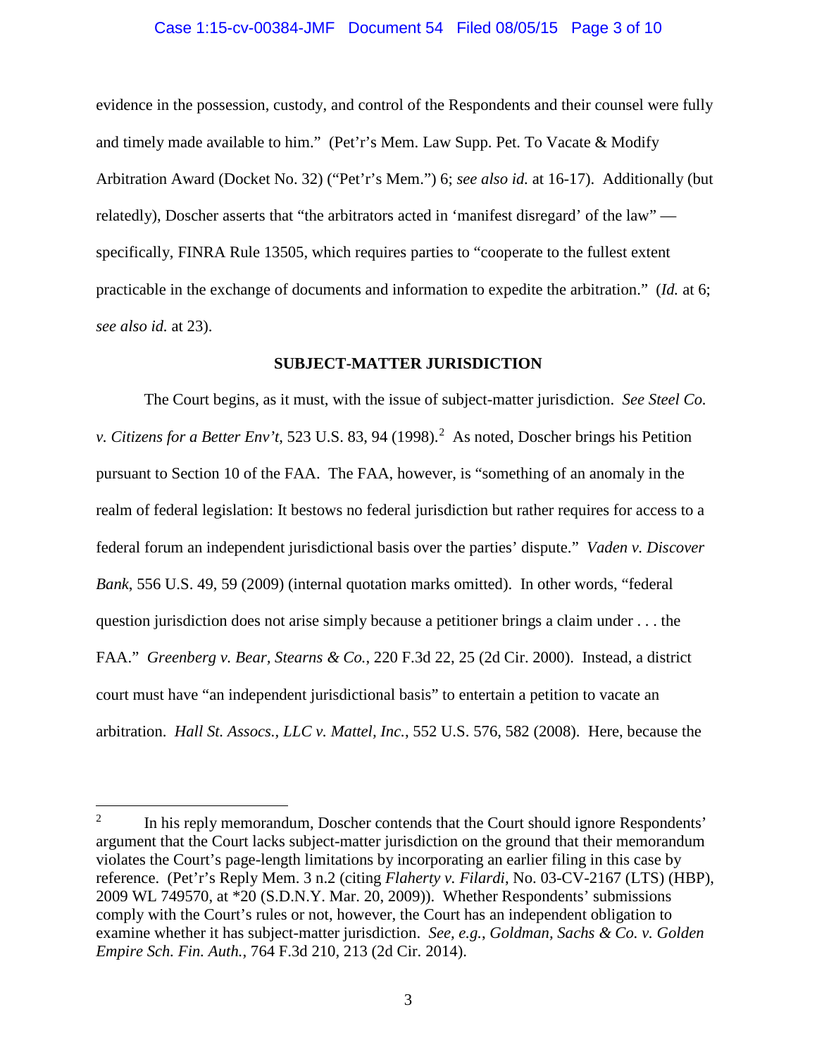evidence in the possession, custody, and control of the Respondents and their counsel were fully and timely made available to him." (Pet'r's Mem. Law Supp. Pet. To Vacate & Modify Arbitration Award (Docket No. 32) ("Pet'r's Mem.") 6; *see also id.* at 16-17). Additionally (but relatedly), Doscher asserts that "the arbitrators acted in 'manifest disregard' of the law" — specifically, FINRA Rule 13505, which requires parties to "cooperate to the fullest extent practicable in the exchange of documents and information to expedite the arbitration." (*Id.* at 6; *see also id.* at 23).

**SUBJECT-MATTER JURISDICTION**

The Court begins, as it must, with the issue of subject-matter jurisdiction. *See Steel Co. v. Citizens for a Better Env't*, 523 U.S. 83, 94 (1998).[2] As noted, Doscher brings his Petition pursuant to Section 10 of the FAA. The FAA, however, is "something of an anomaly in the realm of federal legislation: It bestows no federal jurisdiction but rather requires for access to a federal forum an independent jurisdictional basis over the parties' dispute." *Vaden v. Discover Bank*, 556 U.S. 49, 59 (2009) (internal quotation marks omitted). In other words, "federal question jurisdiction does not arise simply because a petitioner brings a claim under . . . the FAA." *Greenberg v. Bear, Stearns & Co.*, 220 F.3d 22, 25 (2d Cir. 2000). Instead, a district court must have "an independent jurisdictional basis" to entertain a petition to vacate an arbitration. *Hall St. Assocs., LLC v. Mattel, Inc.*, 552 U.S. 576, 582 (2008). Here, because the

[2] In his reply memorandum, Doscher contends that the Court should ignore Respondents' argument that the Court lacks subject-matter jurisdiction on the ground that their memorandum violates the Court's page-length limitations by incorporating an earlier filing in this case by reference. (Pet'r's Reply Mem. 3 n.2 (citing *Flaherty v. Filardi*, No. 03-CV-2167 (LTS) (HBP), 2009 WL 749570, at *20 (S.D.N.Y. Mar. 20, 2009)). Whether Respondents' submissions comply with the Court's rules or not, however, the Court has an independent obligation to examine whether it has subject-matter jurisdiction. *See, e.g.*, *Goldman, Sachs & Co. v. Golden Empire Sch. Fin. Auth.*, 764 F.3d 210, 213 (2d Cir. 2014).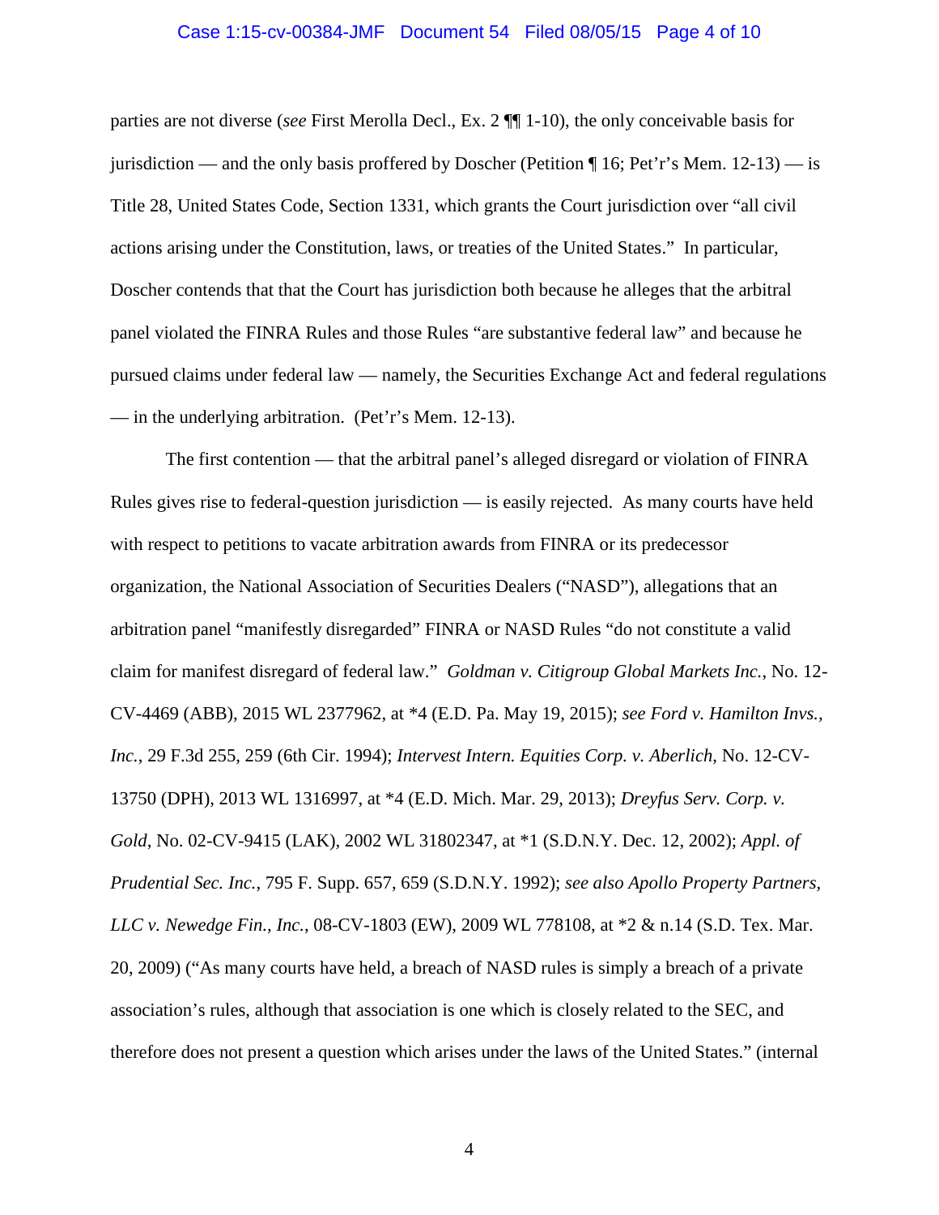parties are not diverse (*see* First Merolla Decl., Ex. 2 ¶¶ 1-10), the only conceivable basis for jurisdiction — and the only basis proffered by Doscher (Petition ¶ 16; Pet'r's Mem. 12-13) — is Title 28, United States Code, Section 1331, which grants the Court jurisdiction over "all civil actions arising under the Constitution, laws, or treaties of the United States." In particular, Doscher contends that that the Court has jurisdiction both because he alleges that the arbitral panel violated the FINRA Rules and those Rules "are substantive federal law" and because he pursued claims under federal law — namely, the Securities Exchange Act and federal regulations — in the underlying arbitration. (Pet'r's Mem. 12-13).

The first contention — that the arbitral panel's alleged disregard or violation of FINRA Rules gives rise to federal-question jurisdiction — is easily rejected. As many courts have held with respect to petitions to vacate arbitration awards from FINRA or its predecessor organization, the National Association of Securities Dealers ("NASD"), allegations that an arbitration panel "manifestly disregarded" FINRA or NASD Rules "do not constitute a valid claim for manifest disregard of federal law." *Goldman v. Citigroup Global Markets Inc.*, No. 12-CV-4469 (ABB), 2015 WL 2377962, at *4 (E.D. Pa. May 19, 2015); *see Ford v. Hamilton Invs., Inc.*, 29 F.3d 255, 259 (6th Cir. 1994); *Intervest Intern. Equities Corp. v. Aberlich*, No. 12-CV-13750 (DPH), 2013 WL 1316997, at *4 (E.D. Mich. Mar. 29, 2013); *Dreyfus Serv. Corp. v. Gold*, No. 02-CV-9415 (LAK), 2002 WL 31802347, at *1 (S.D.N.Y. Dec. 12, 2002); *Appl. of Prudential Sec. Inc.*, 795 F. Supp. 657, 659 (S.D.N.Y. 1992); *see also Apollo Property Partners, LLC v. Newedge Fin., Inc.*, 08-CV-1803 (EW), 2009 WL 778108, at *2 & n.14 (S.D. Tex. Mar. 20, 2009) ("As many courts have held, a breach of NASD rules is simply a breach of a private association's rules, although that association is one which is closely related to the SEC, and therefore does not present a question which arises under the laws of the United States." (internal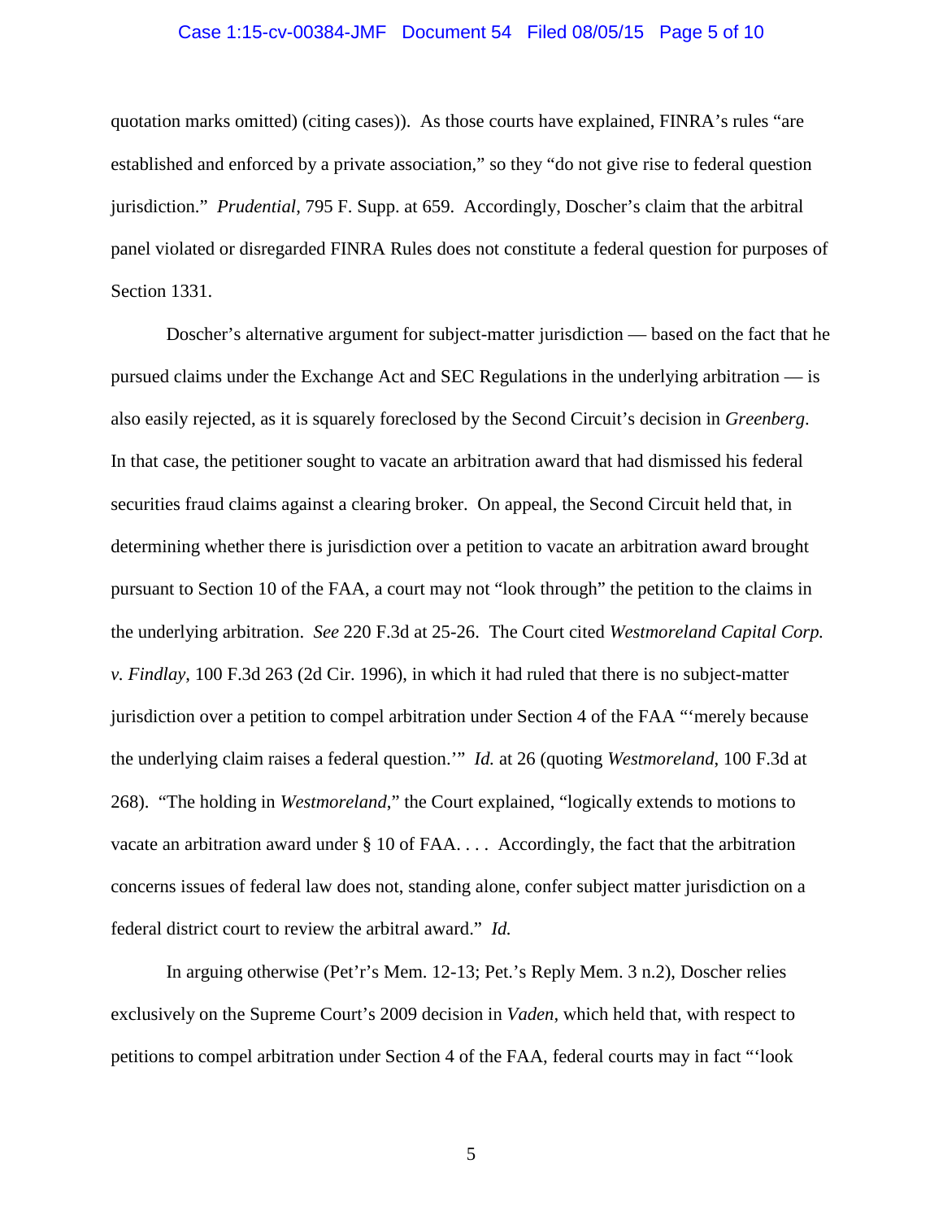quotation marks omitted) (citing cases)). As those courts have explained, FINRA's rules "are established and enforced by a private association," so they "do not give rise to federal question jurisdiction." *Prudential*, 795 F. Supp. at 659. Accordingly, Doscher's claim that the arbitral panel violated or disregarded FINRA Rules does not constitute a federal question for purposes of Section 1331.

Doscher's alternative argument for subject-matter jurisdiction — based on the fact that he pursued claims under the Exchange Act and SEC Regulations in the underlying arbitration — is also easily rejected, as it is squarely foreclosed by the Second Circuit's decision in *Greenberg*. In that case, the petitioner sought to vacate an arbitration award that had dismissed his federal securities fraud claims against a clearing broker. On appeal, the Second Circuit held that, in determining whether there is jurisdiction over a petition to vacate an arbitration award brought pursuant to Section 10 of the FAA, a court may not "look through" the petition to the claims in the underlying arbitration. *See* 220 F.3d at 25-26. The Court cited *Westmoreland Capital Corp. v. Findlay*, 100 F.3d 263 (2d Cir. 1996), in which it had ruled that there is no subject-matter jurisdiction over a petition to compel arbitration under Section 4 of the FAA "'merely because the underlying claim raises a federal question.'" *Id.* at 26 (quoting *Westmoreland*, 100 F.3d at 268). "The holding in *Westmoreland*," the Court explained, "logically extends to motions to vacate an arbitration award under § 10 of FAA. . . . Accordingly, the fact that the arbitration concerns issues of federal law does not, standing alone, confer subject matter jurisdiction on a federal district court to review the arbitral award." *Id.*

In arguing otherwise (Pet'r's Mem. 12-13; Pet.'s Reply Mem. 3 n.2), Doscher relies exclusively on the Supreme Court's 2009 decision in *Vaden*, which held that, with respect to petitions to compel arbitration under Section 4 of the FAA, federal courts may in fact "'look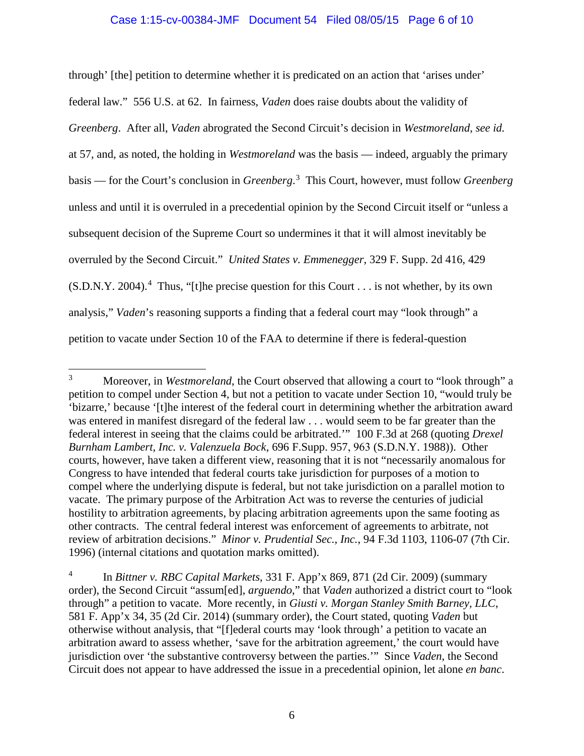through' [the] petition to determine whether it is predicated on an action that 'arises under' federal law." 556 U.S. at 62. In fairness, *Vaden* does raise doubts about the validity of *Greenberg*. After all, *Vaden* abrogated the Second Circuit's decision in *Westmoreland*, *see id.* at 57, and, as noted, the holding in *Westmoreland* was the basis — indeed, arguably the primary basis — for the Court's conclusion in *Greenberg*.[3] This Court, however, must follow *Greenberg* unless and until it is overruled in a precedential opinion by the Second Circuit itself or "unless a subsequent decision of the Supreme Court so undermines it that it will almost inevitably be overruled by the Second Circuit." *United States v. Emmenegger*, 329 F. Supp. 2d 416, 429 (S.D.N.Y. 2004).[4] Thus, "[t]he precise question for this Court . . . is not whether, by its own analysis," *Vaden*'s reasoning supports a finding that a federal court may "look through" a petition to vacate under Section 10 of the FAA to determine if there is federal-question

---

[3] Moreover, in *Westmoreland*, the Court observed that allowing a court to "look through" a petition to compel under Section 4, but not a petition to vacate under Section 10, "would truly be 'bizarre,' because '[t]he interest of the federal court in determining whether the arbitration award was entered in manifest disregard of the federal law . . . would seem to be far greater than the federal interest in seeing that the claims could be arbitrated.'" 100 F.3d at 268 (quoting *Drexel Burnham Lambert, Inc. v. Valenzuela Bock*, 696 F.Supp. 957, 963 (S.D.N.Y. 1988)). Other courts, however, have taken a different view, reasoning that it is not "necessarily anomalous for Congress to have intended that federal courts take jurisdiction for purposes of a motion to compel where the underlying dispute is federal, but not take jurisdiction on a parallel motion to vacate. The primary purpose of the Arbitration Act was to reverse the centuries of judicial hostility to arbitration agreements, by placing arbitration agreements upon the same footing as other contracts. The central federal interest was enforcement of agreements to arbitrate, not review of arbitration decisions." *Minor v. Prudential Sec., Inc.*, 94 F.3d 1103, 1106-07 (7th Cir. 1996) (internal citations and quotation marks omitted).

[4] In *Bittner v. RBC Capital Markets*, 331 F. App'x 869, 871 (2d Cir. 2009) (summary order), the Second Circuit "assum[ed], *arguendo*," that *Vaden* authorized a district court to "look through" a petition to vacate. More recently, in *Giusti v. Morgan Stanley Smith Barney, LLC*, 581 F. App'x 34, 35 (2d Cir. 2014) (summary order), the Court stated, quoting *Vaden* but otherwise without analysis, that "[f]ederal courts may 'look through' a petition to vacate an arbitration award to assess whether, 'save for the arbitration agreement,' the court would have jurisdiction over 'the substantive controversy between the parties.'" Since *Vaden*, the Second Circuit does not appear to have addressed the issue in a precedential opinion, let alone *en banc*.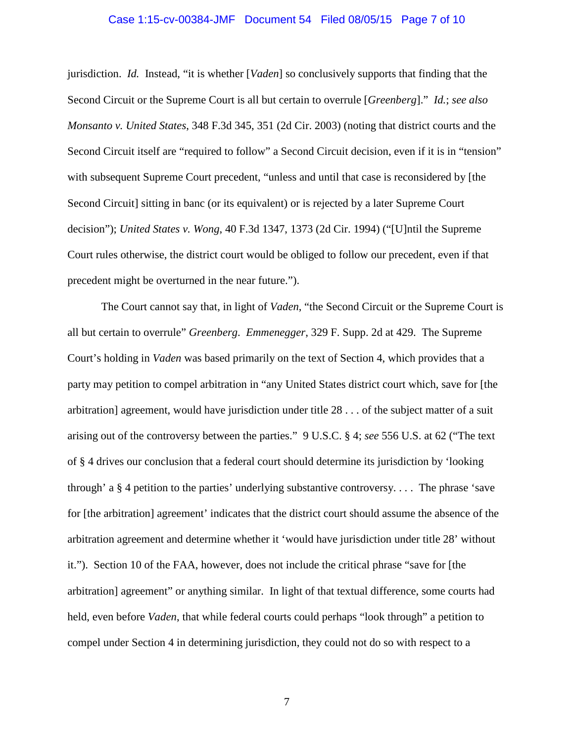jurisdiction. *Id.* Instead, "it is whether [*Vaden*] so conclusively supports that finding that the Second Circuit or the Supreme Court is all but certain to overrule [*Greenberg*]." *Id.*; *see also Monsanto v. United States*, 348 F.3d 345, 351 (2d Cir. 2003) (noting that district courts and the Second Circuit itself are "required to follow" a Second Circuit decision, even if it is in "tension" with subsequent Supreme Court precedent, "unless and until that case is reconsidered by [the Second Circuit] sitting in banc (or its equivalent) or is rejected by a later Supreme Court decision"); *United States v. Wong*, 40 F.3d 1347, 1373 (2d Cir. 1994) ("[U]ntil the Supreme Court rules otherwise, the district court would be obliged to follow our precedent, even if that precedent might be overturned in the near future.").

The Court cannot say that, in light of *Vaden*, "the Second Circuit or the Supreme Court is all but certain to overrule" *Greenberg*. *Emmenegger*, 329 F. Supp. 2d at 429. The Supreme Court's holding in *Vaden* was based primarily on the text of Section 4, which provides that a party may petition to compel arbitration in "any United States district court which, save for [the arbitration] agreement, would have jurisdiction under title 28 . . . of the subject matter of a suit arising out of the controversy between the parties." 9 U.S.C. § 4; *see* 556 U.S. at 62 ("The text of § 4 drives our conclusion that a federal court should determine its jurisdiction by 'looking through' a § 4 petition to the parties' underlying substantive controversy. . . . The phrase 'save for [the arbitration] agreement' indicates that the district court should assume the absence of the arbitration agreement and determine whether it 'would have jurisdiction under title 28' without it."). Section 10 of the FAA, however, does not include the critical phrase "save for [the arbitration] agreement" or anything similar. In light of that textual difference, some courts had held, even before *Vaden*, that while federal courts could perhaps "look through" a petition to compel under Section 4 in determining jurisdiction, they could not do so with respect to a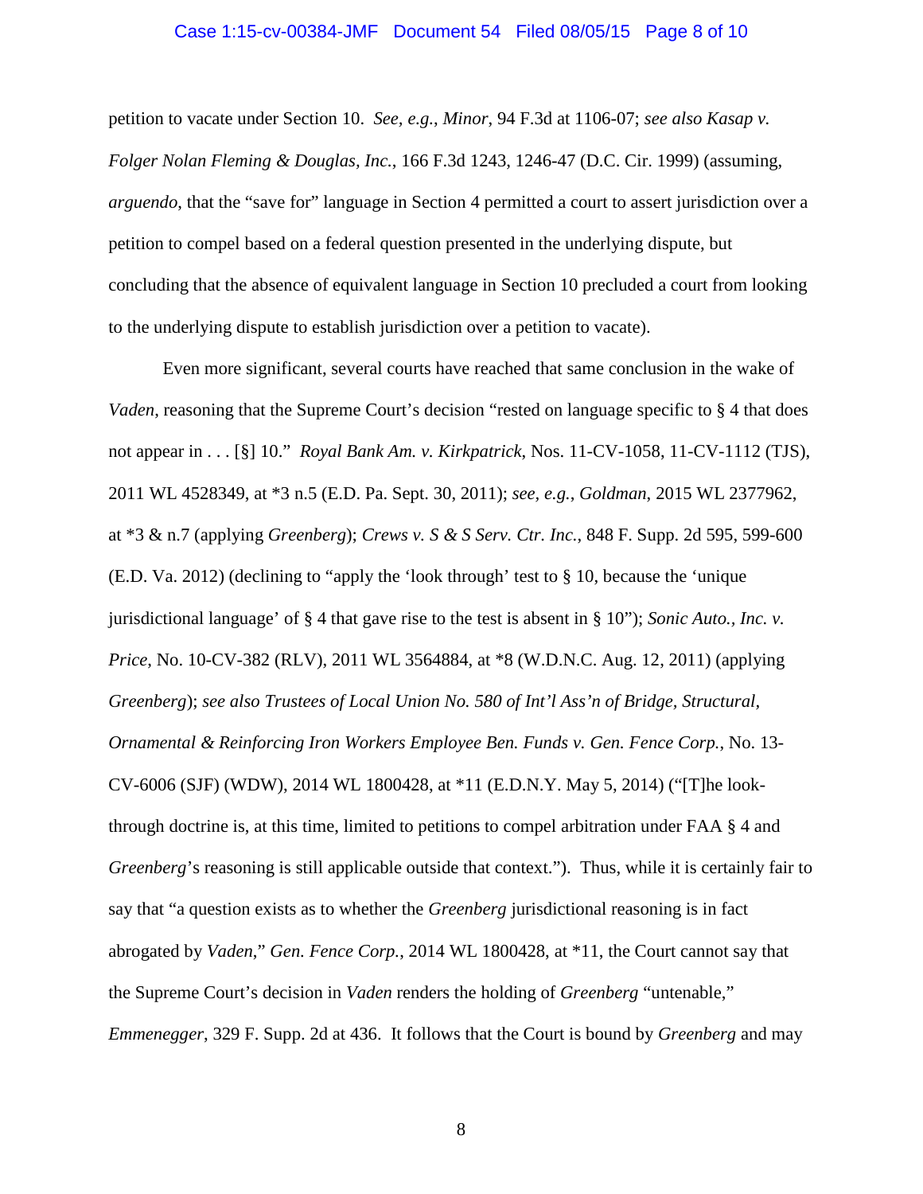petition to vacate under Section 10. *See, e.g.*, *Minor*, 94 F.3d at 1106-07; *see also Kasap v. Folger Nolan Fleming & Douglas, Inc.*, 166 F.3d 1243, 1246-47 (D.C. Cir. 1999) (assuming, *arguendo*, that the "save for" language in Section 4 permitted a court to assert jurisdiction over a petition to compel based on a federal question presented in the underlying dispute, but concluding that the absence of equivalent language in Section 10 precluded a court from looking to the underlying dispute to establish jurisdiction over a petition to vacate).

Even more significant, several courts have reached that same conclusion in the wake of *Vaden*, reasoning that the Supreme Court's decision "rested on language specific to § 4 that does not appear in . . . [§] 10." *Royal Bank Am. v. Kirkpatrick*, Nos. 11-CV-1058, 11-CV-1112 (TJS), 2011 WL 4528349, at *3 n.5 (E.D. Pa. Sept. 30, 2011); *see, e.g.*, *Goldman*, 2015 WL 2377962, at *3 & n.7 (applying *Greenberg*); *Crews v. S & S Serv. Ctr. Inc.*, 848 F. Supp. 2d 595, 599-600 (E.D. Va. 2012) (declining to "apply the 'look through' test to § 10, because the 'unique jurisdictional language' of § 4 that gave rise to the test is absent in § 10"); *Sonic Auto., Inc. v. Price*, No. 10-CV-382 (RLV), 2011 WL 3564884, at *8 (W.D.N.C. Aug. 12, 2011) (applying *Greenberg*); *see also Trustees of Local Union No. 580 of Int'l Ass'n of Bridge, Structural, Ornamental & Reinforcing Iron Workers Employee Ben. Funds v. Gen. Fence Corp.*, No. 13-CV-6006 (SJF) (WDW), 2014 WL 1800428, at *11 (E.D.N.Y. May 5, 2014) ("[T]he look-through doctrine is, at this time, limited to petitions to compel arbitration under FAA § 4 and *Greenberg*'s reasoning is still applicable outside that context."). Thus, while it is certainly fair to say that "a question exists as to whether the *Greenberg* jurisdictional reasoning is in fact abrogated by *Vaden*," *Gen. Fence Corp.*, 2014 WL 1800428, at *11, the Court cannot say that the Supreme Court's decision in *Vaden* renders the holding of *Greenberg* "untenable," *Emmenegger*, 329 F. Supp. 2d at 436. It follows that the Court is bound by *Greenberg* and may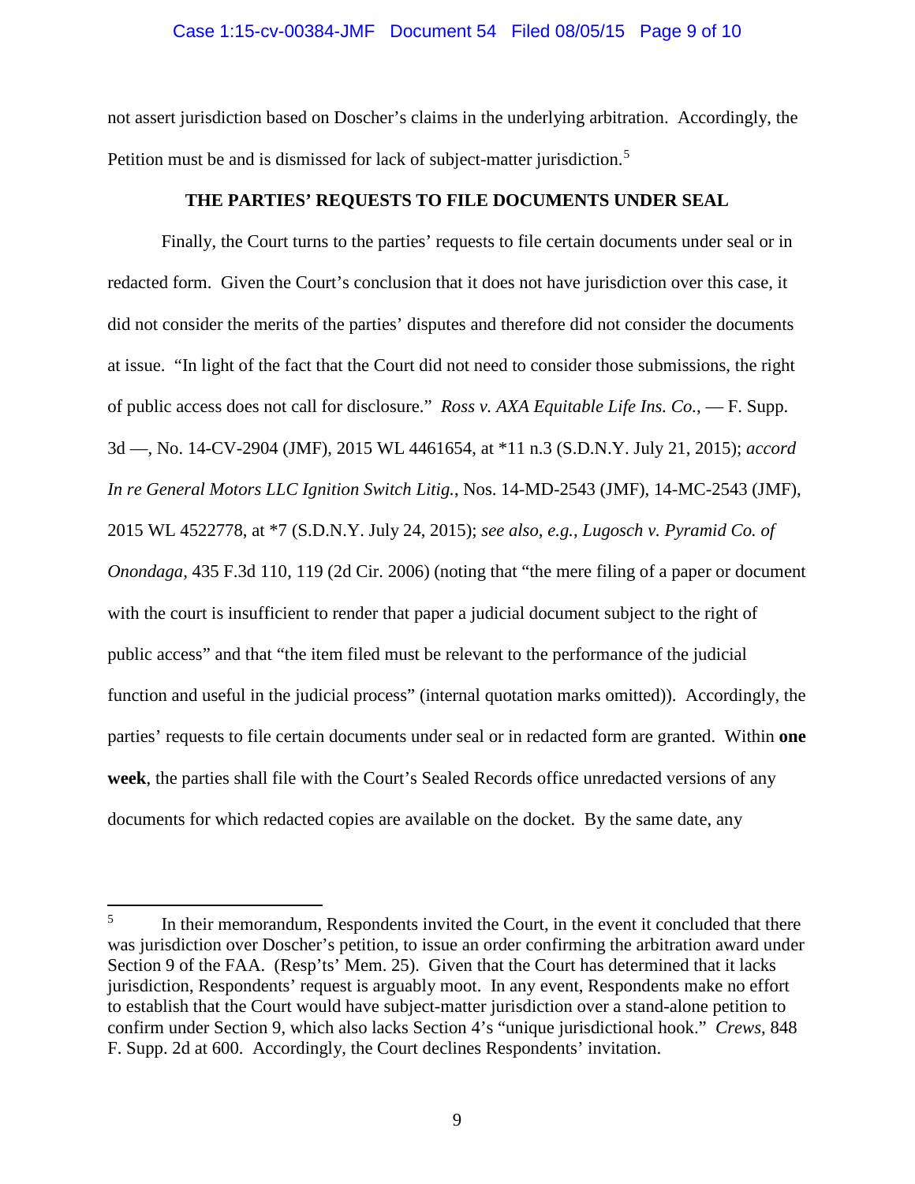not assert jurisdiction based on Doscher's claims in the underlying arbitration. Accordingly, the Petition must be and is dismissed for lack of subject-matter jurisdiction.[5]

## THE PARTIES' REQUESTS TO FILE DOCUMENTS UNDER SEAL

Finally, the Court turns to the parties' requests to file certain documents under seal or in redacted form. Given the Court's conclusion that it does not have jurisdiction over this case, it did not consider the merits of the parties' disputes and therefore did not consider the documents at issue. "In light of the fact that the Court did not need to consider those submissions, the right of public access does not call for disclosure." *Ross v. AXA Equitable Life Ins. Co.*, — F. Supp. 3d —, No. 14-CV-2904 (JMF), 2015 WL 4461654, at *11 n.3 (S.D.N.Y. July 21, 2015); *accord In re General Motors LLC Ignition Switch Litig.*, Nos. 14-MD-2543 (JMF), 14-MC-2543 (JMF), 2015 WL 4522778, at *7 (S.D.N.Y. July 24, 2015); *see also, e.g.*, *Lugosch v. Pyramid Co. of Onondaga*, 435 F.3d 110, 119 (2d Cir. 2006) (noting that "the mere filing of a paper or document with the court is insufficient to render that paper a judicial document subject to the right of public access" and that "the item filed must be relevant to the performance of the judicial function and useful in the judicial process" (internal quotation marks omitted)). Accordingly, the parties' requests to file certain documents under seal or in redacted form are granted. Within **one week**, the parties shall file with the Court's Sealed Records office unredacted versions of any documents for which redacted copies are available on the docket. By the same date, any

---

[5] In their memorandum, Respondents invited the Court, in the event it concluded that there was jurisdiction over Doscher's petition, to issue an order confirming the arbitration award under Section 9 of the FAA. (Resp'ts' Mem. 25). Given that the Court has determined that it lacks jurisdiction, Respondents' request is arguably moot. In any event, Respondents make no effort to establish that the Court would have subject-matter jurisdiction over a stand-alone petition to confirm under Section 9, which also lacks Section 4's "unique jurisdictional hook." *Crews*, 848 F. Supp. 2d at 600. Accordingly, the Court declines Respondents' invitation.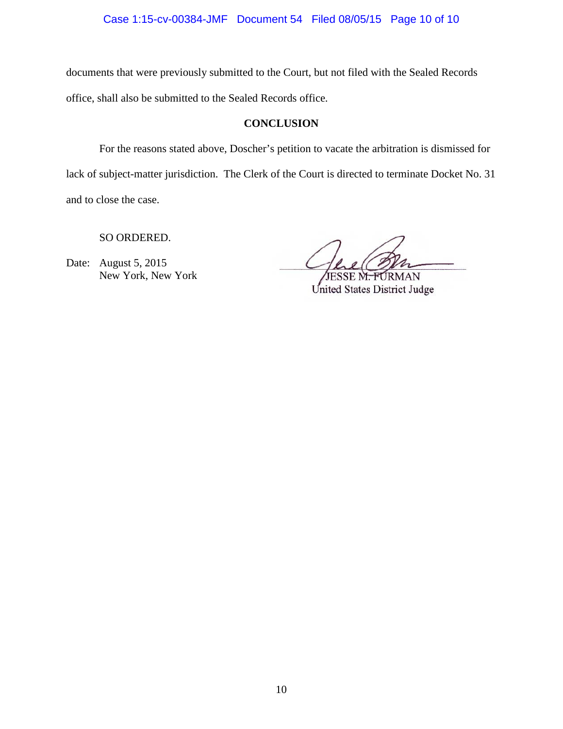documents that were previously submitted to the Court, but not filed with the Sealed Records office, shall also be submitted to the Sealed Records office.

## CONCLUSION

For the reasons stated above, Doscher's petition to vacate the arbitration is dismissed for lack of subject-matter jurisdiction. The Clerk of the Court is directed to terminate Docket No. 31 and to close the case.

SO ORDERED.

Date: August 5, 2015
New York, New York

JESSE M. FURMAN
United States District Judge